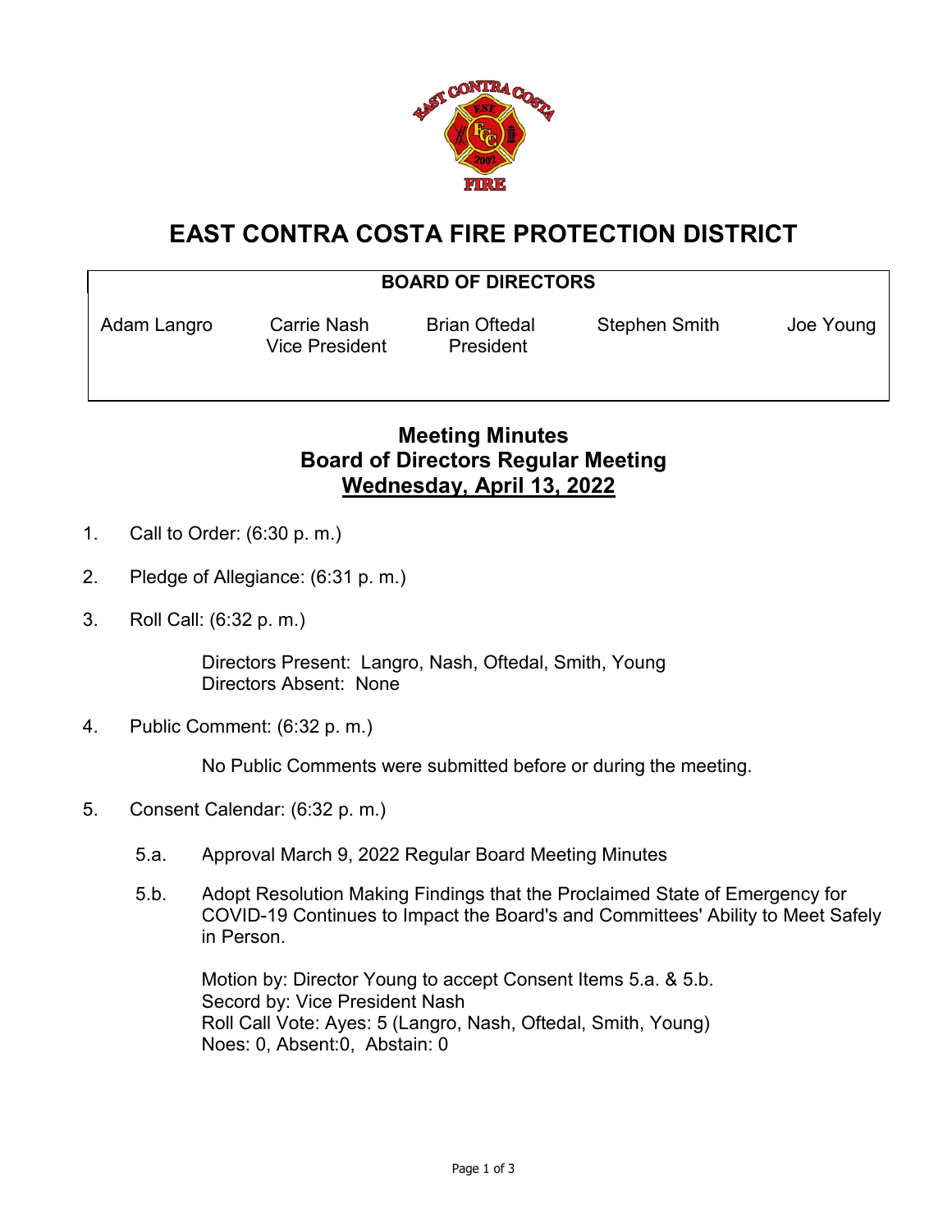# EAST CONTRA COSTA FIRE PROTECTION DISTRICT

**BOARD OF DIRECTORS**

| Adam Langro | Carrie Nash | Brian Oftedal | Stephen Smith | Joe Young |
|---|---|---|---|---|
| | Vice President | President | | |

## Meeting Minutes
## Board of Directors Regular Meeting
## Wednesday, April 13, 2022

1. Call to Order: (6:30 p. m.)

2. Pledge of Allegiance: (6:31 p. m.)

3. Roll Call: (6:32 p. m.)

   Directors Present: Langro, Nash, Oftedal, Smith, Young
   Directors Absent: None

4. Public Comment: (6:32 p. m.)

   No Public Comments were submitted before or during the meeting.

5. Consent Calendar: (6:32 p. m.)

   5.a. Approval March 9, 2022 Regular Board Meeting Minutes

   5.b. Adopt Resolution Making Findings that the Proclaimed State of Emergency for COVID-19 Continues to Impact the Board's and Committees' Ability to Meet Safely in Person.

   Motion by: Director Young to accept Consent Items 5.a. & 5.b.
   Secord by: Vice President Nash
   Roll Call Vote: Ayes: 5 (Langro, Nash, Oftedal, Smith, Young)
   Noes: 0, Absent:0, Abstain: 0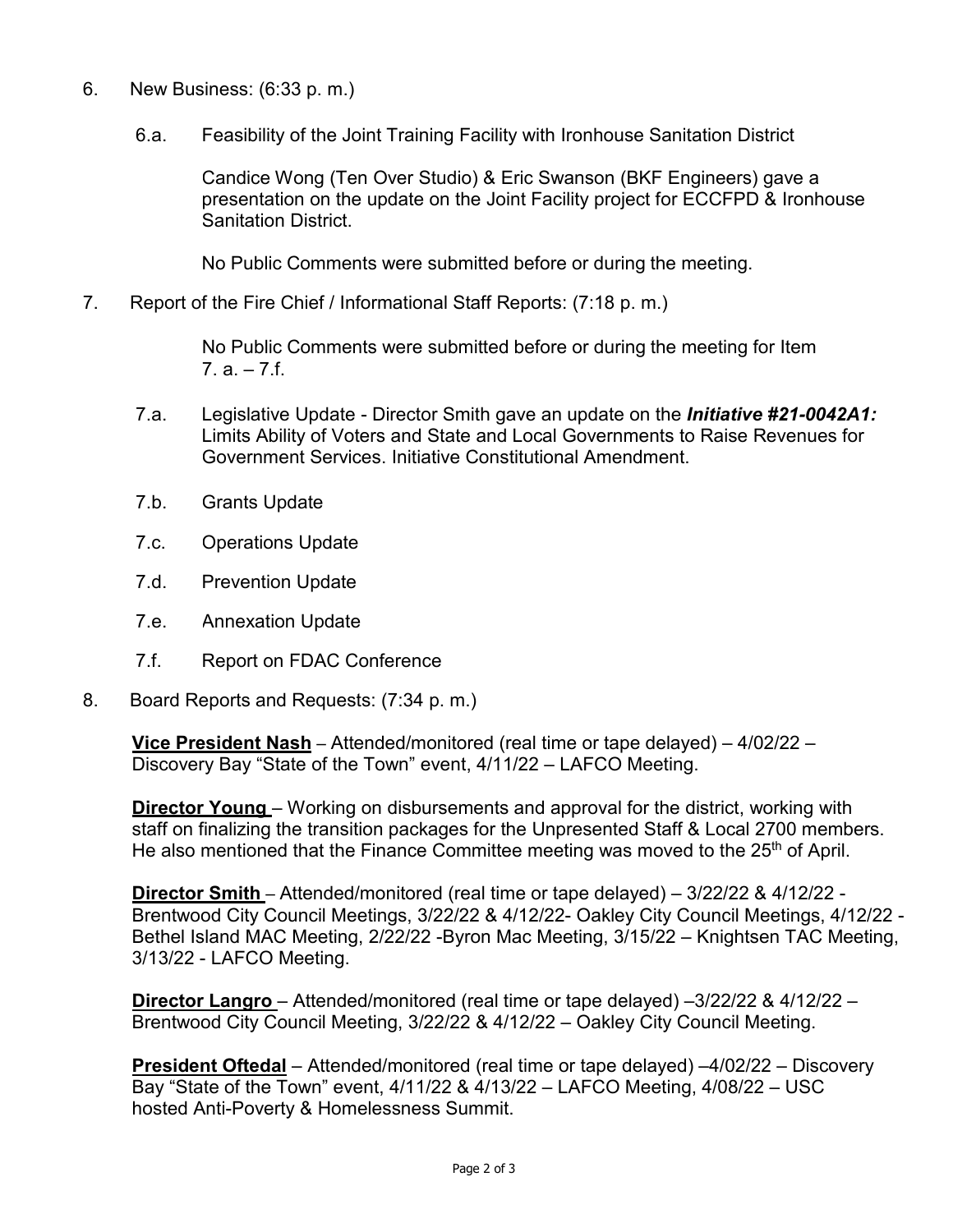6. New Business: (6:33 p. m.)

   6.a. Feasibility of the Joint Training Facility with Ironhouse Sanitation District

   Candice Wong (Ten Over Studio) & Eric Swanson (BKF Engineers) gave a presentation on the update on the Joint Facility project for ECCFPD & Ironhouse Sanitation District.

   No Public Comments were submitted before or during the meeting.

7. Report of the Fire Chief / Informational Staff Reports: (7:18 p. m.)

   No Public Comments were submitted before or during the meeting for Item 7. a. – 7.f.

   7.a. Legislative Update - Director Smith gave an update on the ***Initiative #21-0042A1:*** Limits Ability of Voters and State and Local Governments to Raise Revenues for Government Services. Initiative Constitutional Amendment.

   7.b. Grants Update

   7.c. Operations Update

   7.d. Prevention Update

   7.e. Annexation Update

   7.f. Report on FDAC Conference

8. Board Reports and Requests: (7:34 p. m.)

   **Vice President Nash** – Attended/monitored (real time or tape delayed) – 4/02/22 – Discovery Bay "State of the Town" event, 4/11/22 – LAFCO Meeting.

   **Director Young** – Working on disbursements and approval for the district, working with staff on finalizing the transition packages for the Unpresented Staff & Local 2700 members. He also mentioned that the Finance Committee meeting was moved to the 25th of April.

   **Director Smith** – Attended/monitored (real time or tape delayed) – 3/22/22 & 4/12/22 - Brentwood City Council Meetings, 3/22/22 & 4/12/22- Oakley City Council Meetings, 4/12/22 - Bethel Island MAC Meeting, 2/22/22 -Byron Mac Meeting, 3/15/22 – Knightsen TAC Meeting, 3/13/22 - LAFCO Meeting.

   **Director Langro** – Attended/monitored (real time or tape delayed) –3/22/22 & 4/12/22 – Brentwood City Council Meeting, 3/22/22 & 4/12/22 – Oakley City Council Meeting.

   **President Oftedal** – Attended/monitored (real time or tape delayed) –4/02/22 – Discovery Bay "State of the Town" event, 4/11/22 & 4/13/22 – LAFCO Meeting, 4/08/22 – USC hosted Anti-Poverty & Homelessness Summit.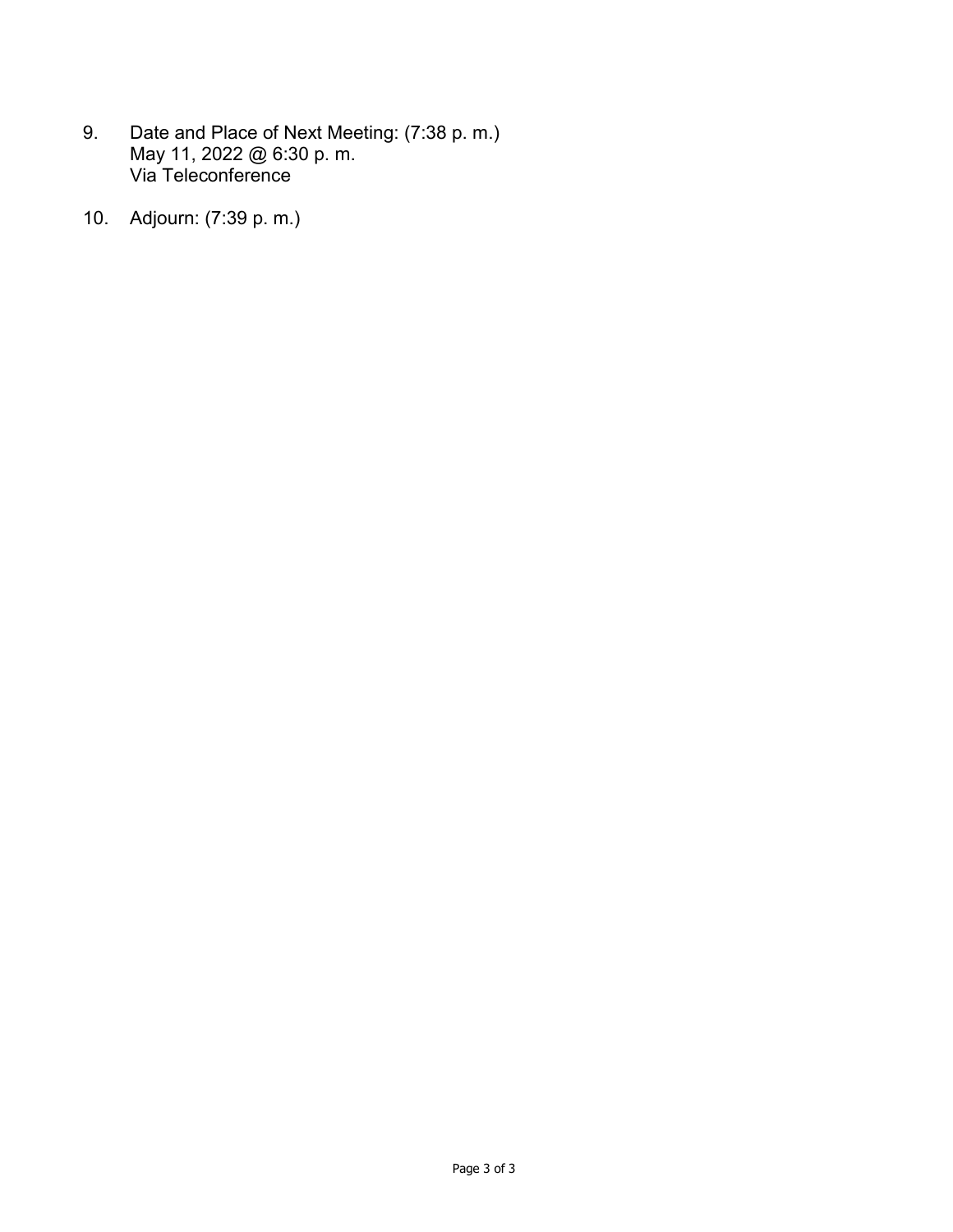9. Date and Place of Next Meeting: (7:38 p. m.)
   May 11, 2022 @ 6:30 p. m.
   Via Teleconference

10. Adjourn: (7:39 p. m.)